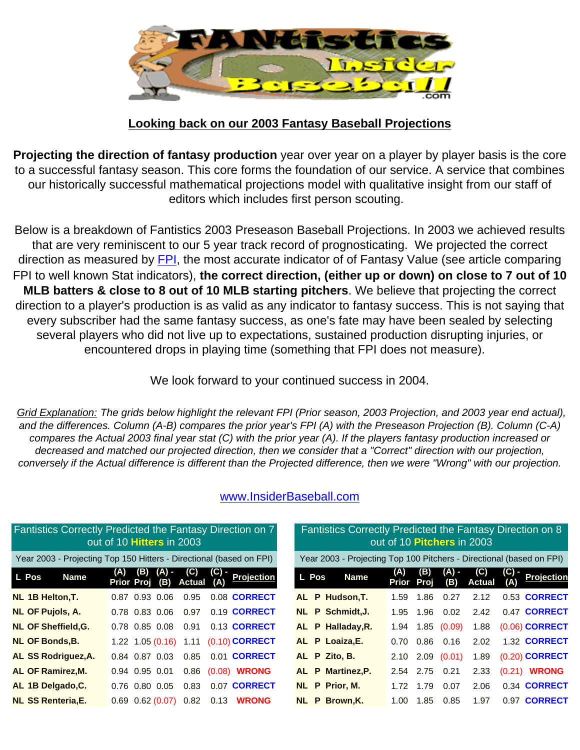## Looking back on our 2003 Fantasy Baseball Projections

**Projecting the direction of fantasy production** year over year on a player by player basis is the core to a successful fantasy season. This core forms the foundation of our service. A service that combines our historically successful mathematical projections model with qualitative insight from our staff of editors which includes first person scouting.

Below is a breakdown of Fantistics 2003 Preseason Baseball Projections. In 2003 we achieved results that are very reminiscent to our 5 year track record of prognosticating. We projected the correct direction as measured by FPI, the most accurate indicator of of Fantasy Value (see article comparing FPI to well known Stat indicators), **the correct direction, (either up or down) on close to 7 out of 10 MLB batters & close to 8 out of 10 MLB starting pitchers**. We believe that projecting the correct direction to a player's production is as valid as any indicator to fantasy success. This is not saying that every subscriber had the same fantasy success, as one's fate may have been sealed by selecting several players who did not live up to expectations, sustained production disrupting injuries, or encountered drops in playing time (something that FPI does not measure).

We look forward to your continued success in 2004.

*Grid Explanation: The grids below highlight the relevant FPI (Prior season, 2003 Projection, and 2003 year end actual), and the differences. Column (A-B) compares the prior year's FPI (A) with the Preseason Projection (B). Column (C-A) compares the Actual 2003 final year stat (C) with the prior year (A). If the players fantasy production increased or decreased and matched our projected direction, then we consider that a "Correct" direction with our projection, conversely if the Actual difference is different than the Projected difference, then we were "Wrong" with our projection.*

www.InsiderBaseball.com

**Fantistics Correctly Predicted the Fantasy Direction on 7 out of 10 Hitters in 2003**

Year 2003 - Projecting Top 150 Hitters - Directional (based on FPI)

| L | Pos | Name | (A) Prior | (B) Proj | (A) - (B) | (C) Actual | (C) - (A) | Projection |
|---|---|---|---|---|---|---|---|---|
| NL | 1B | Helton,T. | 0.87 | 0.93 | 0.06 | 0.95 | 0.08 | CORRECT |
| NL | OF | Pujols, A. | 0.78 | 0.83 | 0.06 | 0.97 | 0.19 | CORRECT |
| NL | OF | Sheffield,G. | 0.78 | 0.85 | 0.08 | 0.91 | 0.13 | CORRECT |
| NL | OF | Bonds,B. | 1.22 | 1.05 | (0.16) | 1.11 | (0.10) | CORRECT |
| AL | SS | Rodriguez,A. | 0.84 | 0.87 | 0.03 | 0.85 | 0.01 | CORRECT |
| AL | OF | Ramirez,M. | 0.94 | 0.95 | 0.01 | 0.86 | (0.08) | WRONG |
| AL | 1B | Delgado,C. | 0.76 | 0.80 | 0.05 | 0.83 | 0.07 | CORRECT |
| NL | SS | Renteria,E. | 0.69 | 0.62 | (0.07) | 0.82 | 0.13 | WRONG |

**Fantistics Correctly Predicted the Fantasy Direction on 8 out of 10 Pitchers in 2003**

Year 2003 - Projecting Top 100 Pitchers - Directional (based on FPI)

| L | Pos | Name | (A) Prior | (B) Proj | (A) - (B) | (C) Actual | (C) - (A) | Projection |
|---|---|---|---|---|---|---|---|---|
| AL | P | Hudson,T. | 1.59 | 1.86 | 0.27 | 2.12 | 0.53 | CORRECT |
| NL | P | Schmidt,J. | 1.95 | 1.96 | 0.02 | 2.42 | 0.47 | CORRECT |
| AL | P | Halladay,R. | 1.94 | 1.85 | (0.09) | 1.88 | (0.06) | CORRECT |
| AL | P | Loaiza,E. | 0.70 | 0.86 | 0.16 | 2.02 | 1.32 | CORRECT |
| AL | P | Zito, B. | 2.10 | 2.09 | (0.01) | 1.89 | (0.20) | CORRECT |
| AL | P | Martinez,P. | 2.54 | 2.75 | 0.21 | 2.33 | (0.21) | WRONG |
| NL | P | Prior, M. | 1.72 | 1.79 | 0.07 | 2.06 | 0.34 | CORRECT |
| NL | P | Brown,K. | 1.00 | 1.85 | 0.85 | 1.97 | 0.97 | CORRECT |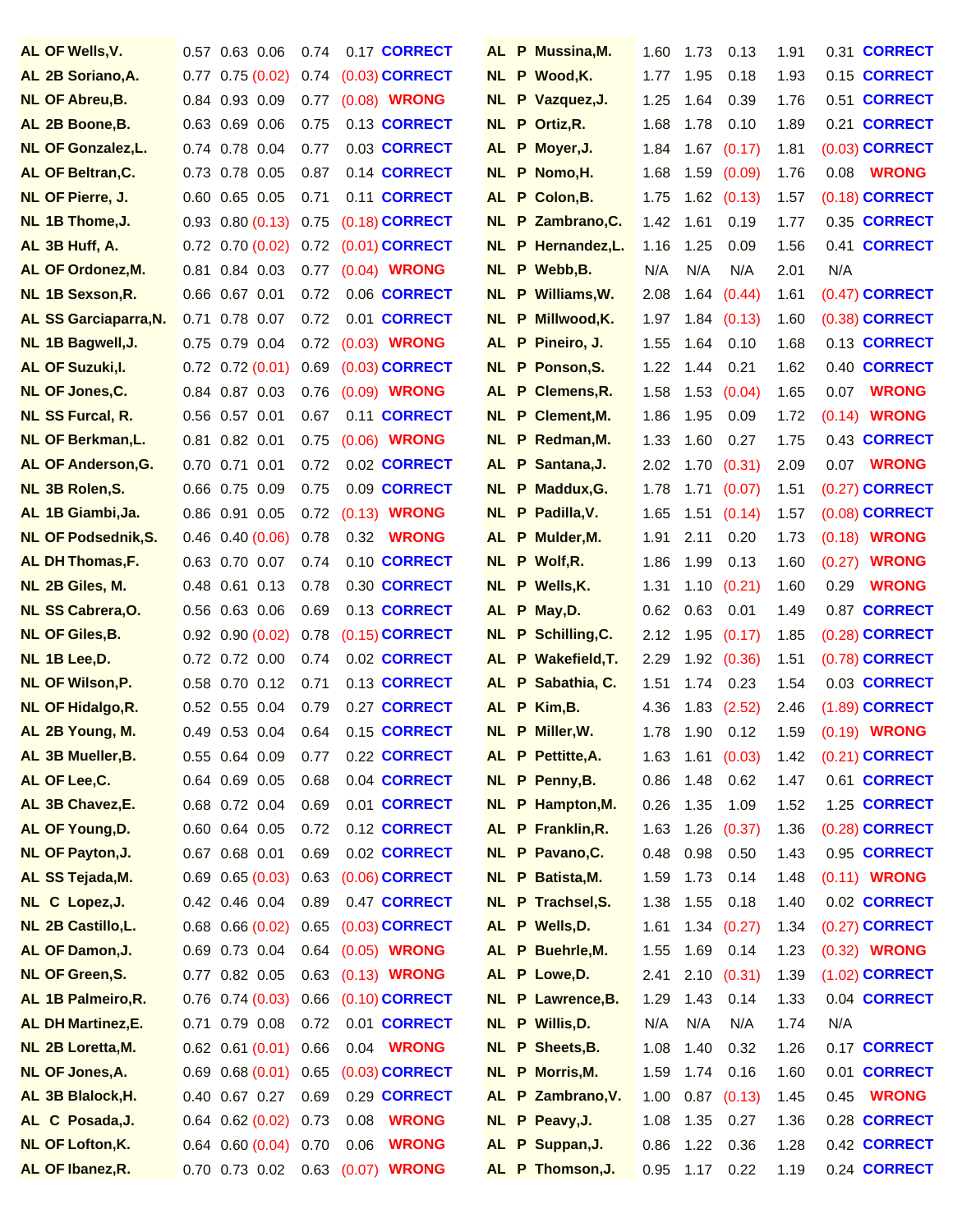| League | Pos | Player | | | | | | |
|---|---|---|---|---|---|---|---|---|
| AL | OF | Wells,V. | 0.57 | 0.63 | 0.06 | 0.74 | 0.17 | CORRECT |
| AL | 2B | Soriano,A. | 0.77 | 0.75 | (0.02) | 0.74 | (0.03) | CORRECT |
| NL | OF | Abreu,B. | 0.84 | 0.93 | 0.09 | 0.77 | (0.08) | WRONG |
| AL | 2B | Boone,B. | 0.63 | 0.69 | 0.06 | 0.75 | 0.13 | CORRECT |
| NL | OF | Gonzalez,L. | 0.74 | 0.78 | 0.04 | 0.77 | 0.03 | CORRECT |
| AL | OF | Beltran,C. | 0.73 | 0.78 | 0.05 | 0.87 | 0.14 | CORRECT |
| NL | OF | Pierre, J. | 0.60 | 0.65 | 0.05 | 0.71 | 0.11 | CORRECT |
| NL | 1B | Thome,J. | 0.93 | 0.80 | (0.13) | 0.75 | (0.18) | CORRECT |
| AL | 3B | Huff, A. | 0.72 | 0.70 | (0.02) | 0.72 | (0.01) | CORRECT |
| AL | OF | Ordonez,M. | 0.81 | 0.84 | 0.03 | 0.77 | (0.04) | WRONG |
| NL | 1B | Sexson,R. | 0.66 | 0.67 | 0.01 | 0.72 | 0.06 | CORRECT |
| AL | SS | Garciaparra,N. | 0.71 | 0.78 | 0.07 | 0.72 | 0.01 | CORRECT |
| NL | 1B | Bagwell,J. | 0.75 | 0.79 | 0.04 | 0.72 | (0.03) | WRONG |
| AL | OF | Suzuki,I. | 0.72 | 0.72 | (0.01) | 0.69 | (0.03) | CORRECT |
| NL | OF | Jones,C. | 0.84 | 0.87 | 0.03 | 0.76 | (0.09) | WRONG |
| NL | SS | Furcal, R. | 0.56 | 0.57 | 0.01 | 0.67 | 0.11 | CORRECT |
| NL | OF | Berkman,L. | 0.81 | 0.82 | 0.01 | 0.75 | (0.06) | WRONG |
| AL | OF | Anderson,G. | 0.70 | 0.71 | 0.01 | 0.72 | 0.02 | CORRECT |
| NL | 3B | Rolen,S. | 0.66 | 0.75 | 0.09 | 0.75 | 0.09 | CORRECT |
| AL | 1B | Giambi,Ja. | 0.86 | 0.91 | 0.05 | 0.72 | (0.13) | WRONG |
| NL | OF | Podsednik,S. | 0.46 | 0.40 | (0.06) | 0.78 | 0.32 | WRONG |
| AL | DH | Thomas,F. | 0.63 | 0.70 | 0.07 | 0.74 | 0.10 | CORRECT |
| NL | 2B | Giles, M. | 0.48 | 0.61 | 0.13 | 0.78 | 0.30 | CORRECT |
| NL | SS | Cabrera,O. | 0.56 | 0.63 | 0.06 | 0.69 | 0.13 | CORRECT |
| NL | OF | Giles,B. | 0.92 | 0.90 | (0.02) | 0.78 | (0.15) | CORRECT |
| NL | 1B | Lee,D. | 0.72 | 0.72 | 0.00 | 0.74 | 0.02 | CORRECT |
| NL | OF | Wilson,P. | 0.58 | 0.70 | 0.12 | 0.71 | 0.13 | CORRECT |
| NL | OF | Hidalgo,R. | 0.52 | 0.55 | 0.04 | 0.79 | 0.27 | CORRECT |
| AL | 2B | Young, M. | 0.49 | 0.53 | 0.04 | 0.64 | 0.15 | CORRECT |
| AL | 3B | Mueller,B. | 0.55 | 0.64 | 0.09 | 0.77 | 0.22 | CORRECT |
| AL | OF | Lee,C. | 0.64 | 0.69 | 0.05 | 0.68 | 0.04 | CORRECT |
| AL | 3B | Chavez,E. | 0.68 | 0.72 | 0.04 | 0.69 | 0.01 | CORRECT |
| AL | OF | Young,D. | 0.60 | 0.64 | 0.05 | 0.72 | 0.12 | CORRECT |
| NL | OF | Payton,J. | 0.67 | 0.68 | 0.01 | 0.69 | 0.02 | CORRECT |
| AL | SS | Tejada,M. | 0.69 | 0.65 | (0.03) | 0.63 | (0.06) | CORRECT |
| NL | C | Lopez,J. | 0.42 | 0.46 | 0.04 | 0.89 | 0.47 | CORRECT |
| NL | 2B | Castillo,L. | 0.68 | 0.66 | (0.02) | 0.65 | (0.03) | CORRECT |
| AL | OF | Damon,J. | 0.69 | 0.73 | 0.04 | 0.64 | (0.05) | WRONG |
| NL | OF | Green,S. | 0.77 | 0.82 | 0.05 | 0.63 | (0.13) | WRONG |
| AL | 1B | Palmeiro,R. | 0.76 | 0.74 | (0.03) | 0.66 | (0.10) | CORRECT |
| AL | DH | Martinez,E. | 0.71 | 0.79 | 0.08 | 0.72 | 0.01 | CORRECT |
| NL | 2B | Loretta,M. | 0.62 | 0.61 | (0.01) | 0.66 | 0.04 | WRONG |
| NL | OF | Jones,A. | 0.69 | 0.68 | (0.01) | 0.65 | (0.03) | CORRECT |
| AL | 3B | Blalock,H. | 0.40 | 0.67 | 0.27 | 0.69 | 0.29 | CORRECT |
| AL | C | Posada,J. | 0.64 | 0.62 | (0.02) | 0.73 | 0.08 | WRONG |
| NL | OF | Lofton,K. | 0.64 | 0.60 | (0.04) | 0.70 | 0.06 | WRONG |
| AL | OF | Ibanez,R. | 0.70 | 0.73 | 0.02 | 0.63 | (0.07) | WRONG |

| League | Pos | Player | | | | | | |
|---|---|---|---|---|---|---|---|---|
| AL | P | Mussina,M. | 1.60 | 1.73 | 0.13 | 1.91 | 0.31 | CORRECT |
| NL | P | Wood,K. | 1.77 | 1.95 | 0.18 | 1.93 | 0.15 | CORRECT |
| NL | P | Vazquez,J. | 1.25 | 1.64 | 0.39 | 1.76 | 0.51 | CORRECT |
| NL | P | Ortiz,R. | 1.68 | 1.78 | 0.10 | 1.89 | 0.21 | CORRECT |
| AL | P | Moyer,J. | 1.84 | 1.67 | (0.17) | 1.81 | (0.03) | CORRECT |
| NL | P | Nomo,H. | 1.68 | 1.59 | (0.09) | 1.76 | 0.08 | WRONG |
| AL | P | Colon,B. | 1.75 | 1.62 | (0.13) | 1.57 | (0.18) | CORRECT |
| NL | P | Zambrano,C. | 1.42 | 1.61 | 0.19 | 1.77 | 0.35 | CORRECT |
| NL | P | Hernandez,L. | 1.16 | 1.25 | 0.09 | 1.56 | 0.41 | CORRECT |
| NL | P | Webb,B. | N/A | N/A | N/A | 2.01 | N/A | |
| NL | P | Williams,W. | 2.08 | 1.64 | (0.44) | 1.61 | (0.47) | CORRECT |
| NL | P | Millwood,K. | 1.97 | 1.84 | (0.13) | 1.60 | (0.38) | CORRECT |
| AL | P | Pineiro, J. | 1.55 | 1.64 | 0.10 | 1.68 | 0.13 | CORRECT |
| NL | P | Ponson,S. | 1.22 | 1.44 | 0.21 | 1.62 | 0.40 | CORRECT |
| AL | P | Clemens,R. | 1.58 | 1.53 | (0.04) | 1.65 | 0.07 | WRONG |
| NL | P | Clement,M. | 1.86 | 1.95 | 0.09 | 1.72 | (0.14) | WRONG |
| NL | P | Redman,M. | 1.33 | 1.60 | 0.27 | 1.75 | 0.43 | CORRECT |
| AL | P | Santana,J. | 2.02 | 1.70 | (0.31) | 2.09 | 0.07 | WRONG |
| NL | P | Maddux,G. | 1.78 | 1.71 | (0.07) | 1.51 | (0.27) | CORRECT |
| NL | P | Padilla,V. | 1.65 | 1.51 | (0.14) | 1.57 | (0.08) | CORRECT |
| AL | P | Mulder,M. | 1.91 | 2.11 | 0.20 | 1.73 | (0.18) | WRONG |
| NL | P | Wolf,R. | 1.86 | 1.99 | 0.13 | 1.60 | (0.27) | WRONG |
| NL | P | Wells,K. | 1.31 | 1.10 | (0.21) | 1.60 | 0.29 | WRONG |
| AL | P | May,D. | 0.62 | 0.63 | 0.01 | 1.49 | 0.87 | CORRECT |
| NL | P | Schilling,C. | 2.12 | 1.95 | (0.17) | 1.85 | (0.28) | CORRECT |
| AL | P | Wakefield,T. | 2.29 | 1.92 | (0.36) | 1.51 | (0.78) | CORRECT |
| AL | P | Sabathia, C. | 1.51 | 1.74 | 0.23 | 1.54 | 0.03 | CORRECT |
| AL | P | Kim,B. | 4.36 | 1.83 | (2.52) | 2.46 | (1.89) | CORRECT |
| NL | P | Miller,W. | 1.78 | 1.90 | 0.12 | 1.59 | (0.19) | WRONG |
| AL | P | Pettitte,A. | 1.63 | 1.61 | (0.03) | 1.42 | (0.21) | CORRECT |
| NL | P | Penny,B. | 0.86 | 1.48 | 0.62 | 1.47 | 0.61 | CORRECT |
| NL | P | Hampton,M. | 0.26 | 1.35 | 1.09 | 1.52 | 1.25 | CORRECT |
| AL | P | Franklin,R. | 1.63 | 1.26 | (0.37) | 1.36 | (0.28) | CORRECT |
| NL | P | Pavano,C. | 0.48 | 0.98 | 0.50 | 1.43 | 0.95 | CORRECT |
| NL | P | Batista,M. | 1.59 | 1.73 | 0.14 | 1.48 | (0.11) | WRONG |
| NL | P | Trachsel,S. | 1.38 | 1.55 | 0.18 | 1.40 | 0.02 | CORRECT |
| AL | P | Wells,D. | 1.61 | 1.34 | (0.27) | 1.34 | (0.27) | CORRECT |
| AL | P | Buehrle,M. | 1.55 | 1.69 | 0.14 | 1.23 | (0.32) | WRONG |
| AL | P | Lowe,D. | 2.41 | 2.10 | (0.31) | 1.39 | (1.02) | CORRECT |
| NL | P | Lawrence,B. | 1.29 | 1.43 | 0.14 | 1.33 | 0.04 | CORRECT |
| NL | P | Willis,D. | N/A | N/A | N/A | 1.74 | N/A | |
| NL | P | Sheets,B. | 1.08 | 1.40 | 0.32 | 1.26 | 0.17 | CORRECT |
| NL | P | Morris,M. | 1.59 | 1.74 | 0.16 | 1.60 | 0.01 | CORRECT |
| AL | P | Zambrano,V. | 1.00 | 0.87 | (0.13) | 1.45 | 0.45 | WRONG |
| NL | P | Peavy,J. | 1.08 | 1.35 | 0.27 | 1.36 | 0.28 | CORRECT |
| AL | P | Suppan,J. | 0.86 | 1.22 | 0.36 | 1.28 | 0.42 | CORRECT |
| AL | P | Thomson,J. | 0.95 | 1.17 | 0.22 | 1.19 | 0.24 | CORRECT |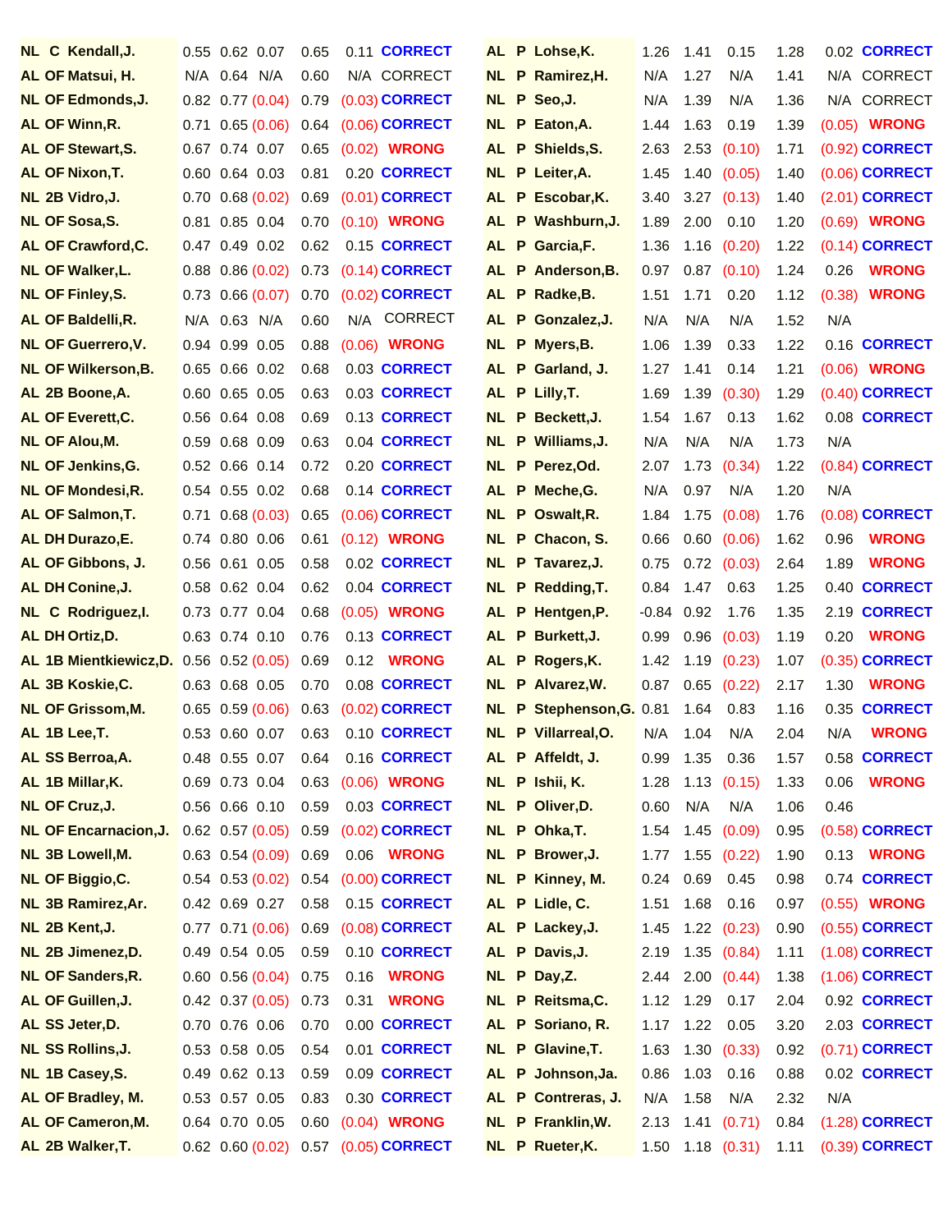| | | | | | | | | |
|---|---|---|---|---|---|---|---|---|
| NL | C | Kendall,J. | 0.55 | 0.62 | 0.07 | 0.65 | 0.11 | CORRECT |
| AL | OF | Matsui, H. | N/A | 0.64 | N/A | 0.60 | N/A | CORRECT |
| NL | OF | Edmonds,J. | 0.82 | 0.77 | (0.04) | 0.79 | (0.03) | CORRECT |
| AL | OF | Winn,R. | 0.71 | 0.65 | (0.06) | 0.64 | (0.06) | CORRECT |
| AL | OF | Stewart,S. | 0.67 | 0.74 | 0.07 | 0.65 | (0.02) | WRONG |
| AL | OF | Nixon,T. | 0.60 | 0.64 | 0.03 | 0.81 | 0.20 | CORRECT |
| NL | 2B | Vidro,J. | 0.70 | 0.68 | (0.02) | 0.69 | (0.01) | CORRECT |
| NL | OF | Sosa,S. | 0.81 | 0.85 | 0.04 | 0.70 | (0.10) | WRONG |
| AL | OF | Crawford,C. | 0.47 | 0.49 | 0.02 | 0.62 | 0.15 | CORRECT |
| NL | OF | Walker,L. | 0.88 | 0.86 | (0.02) | 0.73 | (0.14) | CORRECT |
| NL | OF | Finley,S. | 0.73 | 0.66 | (0.07) | 0.70 | (0.02) | CORRECT |
| AL | OF | Baldelli,R. | N/A | 0.63 | N/A | 0.60 | N/A | CORRECT |
| NL | OF | Guerrero,V. | 0.94 | 0.99 | 0.05 | 0.88 | (0.06) | WRONG |
| NL | OF | Wilkerson,B. | 0.65 | 0.66 | 0.02 | 0.68 | 0.03 | CORRECT |
| AL | 2B | Boone,A. | 0.60 | 0.65 | 0.05 | 0.63 | 0.03 | CORRECT |
| AL | OF | Everett,C. | 0.56 | 0.64 | 0.08 | 0.69 | 0.13 | CORRECT |
| NL | OF | Alou,M. | 0.59 | 0.68 | 0.09 | 0.63 | 0.04 | CORRECT |
| NL | OF | Jenkins,G. | 0.52 | 0.66 | 0.14 | 0.72 | 0.20 | CORRECT |
| NL | OF | Mondesi,R. | 0.54 | 0.55 | 0.02 | 0.68 | 0.14 | CORRECT |
| AL | OF | Salmon,T. | 0.71 | 0.68 | (0.03) | 0.65 | (0.06) | CORRECT |
| AL | DH | Durazo,E. | 0.74 | 0.80 | 0.06 | 0.61 | (0.12) | WRONG |
| AL | OF | Gibbons, J. | 0.56 | 0.61 | 0.05 | 0.58 | 0.02 | CORRECT |
| AL | DH | Conine,J. | 0.58 | 0.62 | 0.04 | 0.62 | 0.04 | CORRECT |
| NL | C | Rodriguez,I. | 0.73 | 0.77 | 0.04 | 0.68 | (0.05) | WRONG |
| AL | DH | Ortiz,D. | 0.63 | 0.74 | 0.10 | 0.76 | 0.13 | CORRECT |
| AL | 1B | Mientkiewicz,D. | 0.56 | 0.52 | (0.05) | 0.69 | 0.12 | WRONG |
| AL | 3B | Koskie,C. | 0.63 | 0.68 | 0.05 | 0.70 | 0.08 | CORRECT |
| NL | OF | Grissom,M. | 0.65 | 0.59 | (0.06) | 0.63 | (0.02) | CORRECT |
| AL | 1B | Lee,T. | 0.53 | 0.60 | 0.07 | 0.63 | 0.10 | CORRECT |
| AL | SS | Berroa,A. | 0.48 | 0.55 | 0.07 | 0.64 | 0.16 | CORRECT |
| AL | 1B | Millar,K. | 0.69 | 0.73 | 0.04 | 0.63 | (0.06) | WRONG |
| NL | OF | Cruz,J. | 0.56 | 0.66 | 0.10 | 0.59 | 0.03 | CORRECT |
| NL | OF | Encarnacion,J. | 0.62 | 0.57 | (0.05) | 0.59 | (0.02) | CORRECT |
| NL | 3B | Lowell,M. | 0.63 | 0.54 | (0.09) | 0.69 | 0.06 | WRONG |
| NL | OF | Biggio,C. | 0.54 | 0.53 | (0.02) | 0.54 | (0.00) | CORRECT |
| NL | 3B | Ramirez,Ar. | 0.42 | 0.69 | 0.27 | 0.58 | 0.15 | CORRECT |
| NL | 2B | Kent,J. | 0.77 | 0.71 | (0.06) | 0.69 | (0.08) | CORRECT |
| NL | 2B | Jimenez,D. | 0.49 | 0.54 | 0.05 | 0.59 | 0.10 | CORRECT |
| NL | OF | Sanders,R. | 0.60 | 0.56 | (0.04) | 0.75 | 0.16 | WRONG |
| AL | OF | Guillen,J. | 0.42 | 0.37 | (0.05) | 0.73 | 0.31 | WRONG |
| AL | SS | Jeter,D. | 0.70 | 0.76 | 0.06 | 0.70 | 0.00 | CORRECT |
| NL | SS | Rollins,J. | 0.53 | 0.58 | 0.05 | 0.54 | 0.01 | CORRECT |
| NL | 1B | Casey,S. | 0.49 | 0.62 | 0.13 | 0.59 | 0.09 | CORRECT |
| AL | OF | Bradley, M. | 0.53 | 0.57 | 0.05 | 0.83 | 0.30 | CORRECT |
| AL | OF | Cameron,M. | 0.64 | 0.70 | 0.05 | 0.60 | (0.04) | WRONG |
| AL | 2B | Walker,T. | 0.62 | 0.60 | (0.02) | 0.57 | (0.05) | CORRECT |

| | | | | | | | | |
|---|---|---|---|---|---|---|---|---|
| AL | P | Lohse,K. | 1.26 | 1.41 | 0.15 | 1.28 | 0.02 | CORRECT |
| NL | P | Ramirez,H. | N/A | 1.27 | N/A | 1.41 | N/A | CORRECT |
| NL | P | Seo,J. | N/A | 1.39 | N/A | 1.36 | N/A | CORRECT |
| NL | P | Eaton,A. | 1.44 | 1.63 | 0.19 | 1.39 | (0.05) | WRONG |
| AL | P | Shields,S. | 2.63 | 2.53 | (0.10) | 1.71 | (0.92) | CORRECT |
| NL | P | Leiter,A. | 1.45 | 1.40 | (0.05) | 1.40 | (0.06) | CORRECT |
| AL | P | Escobar,K. | 3.40 | 3.27 | (0.13) | 1.40 | (2.01) | CORRECT |
| AL | P | Washburn,J. | 1.89 | 2.00 | 0.10 | 1.20 | (0.69) | WRONG |
| AL | P | Garcia,F. | 1.36 | 1.16 | (0.20) | 1.22 | (0.14) | CORRECT |
| AL | P | Anderson,B. | 0.97 | 0.87 | (0.10) | 1.24 | 0.26 | WRONG |
| AL | P | Radke,B. | 1.51 | 1.71 | 0.20 | 1.12 | (0.38) | WRONG |
| AL | P | Gonzalez,J. | N/A | N/A | N/A | 1.52 | N/A | |
| NL | P | Myers,B. | 1.06 | 1.39 | 0.33 | 1.22 | 0.16 | CORRECT |
| AL | P | Garland, J. | 1.27 | 1.41 | 0.14 | 1.21 | (0.06) | WRONG |
| AL | P | Lilly,T. | 1.69 | 1.39 | (0.30) | 1.29 | (0.40) | CORRECT |
| NL | P | Beckett,J. | 1.54 | 1.67 | 0.13 | 1.62 | 0.08 | CORRECT |
| NL | P | Williams,J. | N/A | N/A | N/A | 1.73 | N/A | |
| NL | P | Perez,Od. | 2.07 | 1.73 | (0.34) | 1.22 | (0.84) | CORRECT |
| AL | P | Meche,G. | N/A | 0.97 | N/A | 1.20 | N/A | |
| NL | P | Oswalt,R. | 1.84 | 1.75 | (0.08) | 1.76 | (0.08) | CORRECT |
| NL | P | Chacon, S. | 0.66 | 0.60 | (0.06) | 1.62 | 0.96 | WRONG |
| NL | P | Tavarez,J. | 0.75 | 0.72 | (0.03) | 2.64 | 1.89 | WRONG |
| NL | P | Redding,T. | 0.84 | 1.47 | 0.63 | 1.25 | 0.40 | CORRECT |
| AL | P | Hentgen,P. | -0.84 | 0.92 | 1.76 | 1.35 | 2.19 | CORRECT |
| AL | P | Burkett,J. | 0.99 | 0.96 | (0.03) | 1.19 | 0.20 | WRONG |
| AL | P | Rogers,K. | 1.42 | 1.19 | (0.23) | 1.07 | (0.35) | CORRECT |
| NL | P | Alvarez,W. | 0.87 | 0.65 | (0.22) | 2.17 | 1.30 | WRONG |
| NL | P | Stephenson,G. | 0.81 | 1.64 | 0.83 | 1.16 | 0.35 | CORRECT |
| NL | P | Villarreal,O. | N/A | 1.04 | N/A | 2.04 | N/A | WRONG |
| AL | P | Affeldt, J. | 0.99 | 1.35 | 0.36 | 1.57 | 0.58 | CORRECT |
| NL | P | Ishii, K. | 1.28 | 1.13 | (0.15) | 1.33 | 0.06 | WRONG |
| NL | P | Oliver,D. | 0.60 | N/A | N/A | 1.06 | 0.46 | |
| NL | P | Ohka,T. | 1.54 | 1.45 | (0.09) | 0.95 | (0.58) | CORRECT |
| NL | P | Brower,J. | 1.77 | 1.55 | (0.22) | 1.90 | 0.13 | WRONG |
| NL | P | Kinney, M. | 0.24 | 0.69 | 0.45 | 0.98 | 0.74 | CORRECT |
| AL | P | Lidle, C. | 1.51 | 1.68 | 0.16 | 0.97 | (0.55) | WRONG |
| AL | P | Lackey,J. | 1.45 | 1.22 | (0.23) | 0.90 | (0.55) | CORRECT |
| AL | P | Davis,J. | 2.19 | 1.35 | (0.84) | 1.11 | (1.08) | CORRECT |
| NL | P | Day,Z. | 2.44 | 2.00 | (0.44) | 1.38 | (1.06) | CORRECT |
| NL | P | Reitsma,C. | 1.12 | 1.29 | 0.17 | 2.04 | 0.92 | CORRECT |
| AL | P | Soriano, R. | 1.17 | 1.22 | 0.05 | 3.20 | 2.03 | CORRECT |
| NL | P | Glavine,T. | 1.63 | 1.30 | (0.33) | 0.92 | (0.71) | CORRECT |
| AL | P | Johnson,Ja. | 0.86 | 1.03 | 0.16 | 0.88 | 0.02 | CORRECT |
| AL | P | Contreras, J. | N/A | 1.58 | N/A | 2.32 | N/A | |
| NL | P | Franklin,W. | 2.13 | 1.41 | (0.71) | 0.84 | (1.28) | CORRECT |
| NL | P | Rueter,K. | 1.50 | 1.18 | (0.31) | 1.11 | (0.39) | CORRECT |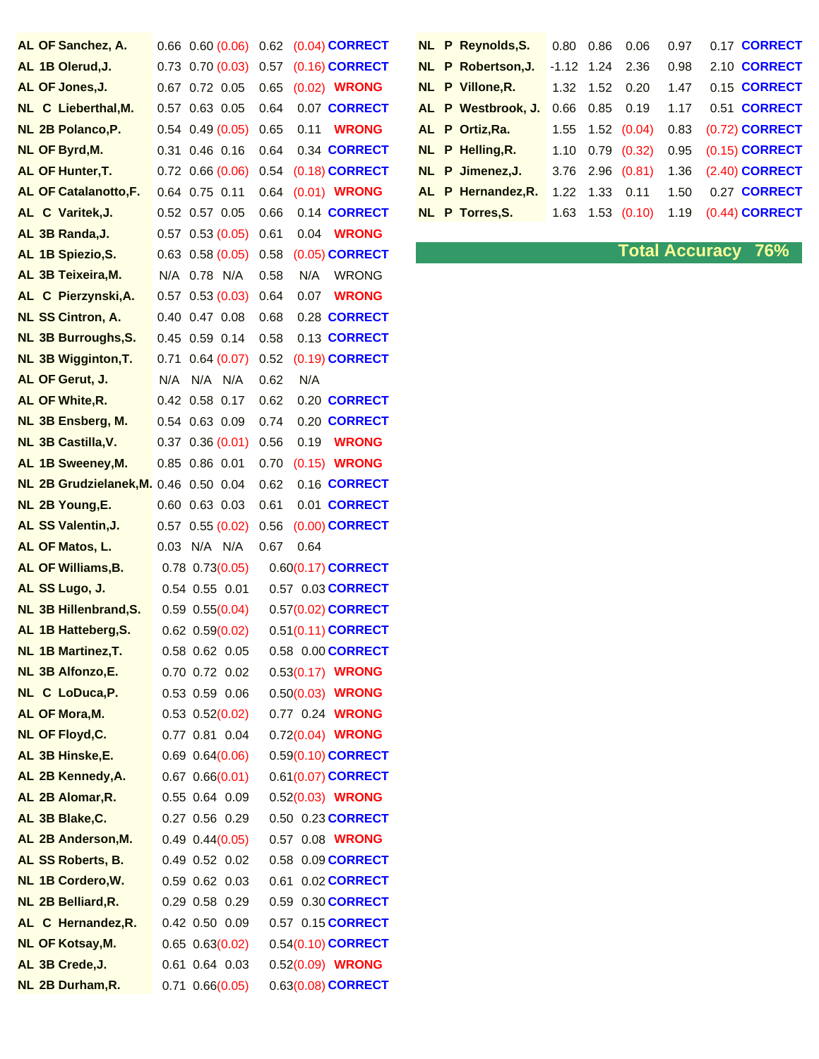| League | Pos | Player | | | | | | Result |
|---|---|---|---|---|---|---|---|---|
| AL | OF | Sanchez, A. | 0.66 | 0.60 | (0.06) | 0.62 | (0.04) | CORRECT |
| AL | 1B | Olerud,J. | 0.73 | 0.70 | (0.03) | 0.57 | (0.16) | CORRECT |
| AL | OF | Jones,J. | 0.67 | 0.72 | 0.05 | 0.65 | (0.02) | WRONG |
| NL | C | Lieberthal,M. | 0.57 | 0.63 | 0.05 | 0.64 | 0.07 | CORRECT |
| NL | 2B | Polanco,P. | 0.54 | 0.49 | (0.05) | 0.65 | 0.11 | WRONG |
| NL | OF | Byrd,M. | 0.31 | 0.46 | 0.16 | 0.64 | 0.34 | CORRECT |
| AL | OF | Hunter,T. | 0.72 | 0.66 | (0.06) | 0.54 | (0.18) | CORRECT |
| AL | OF | Catalanotto,F. | 0.64 | 0.75 | 0.11 | 0.64 | (0.01) | WRONG |
| AL | C | Varitek,J. | 0.52 | 0.57 | 0.05 | 0.66 | 0.14 | CORRECT |
| AL | 3B | Randa,J. | 0.57 | 0.53 | (0.05) | 0.61 | 0.04 | WRONG |
| AL | 1B | Spiezio,S. | 0.63 | 0.58 | (0.05) | 0.58 | (0.05) | CORRECT |
| AL | 3B | Teixeira,M. | N/A | 0.78 | N/A | 0.58 | N/A | WRONG |
| AL | C | Pierzynski,A. | 0.57 | 0.53 | (0.03) | 0.64 | 0.07 | WRONG |
| NL | SS | Cintron, A. | 0.40 | 0.47 | 0.08 | 0.68 | 0.28 | CORRECT |
| NL | 3B | Burroughs,S. | 0.45 | 0.59 | 0.14 | 0.58 | 0.13 | CORRECT |
| NL | 3B | Wigginton,T. | 0.71 | 0.64 | (0.07) | 0.52 | (0.19) | CORRECT |
| AL | OF | Gerut, J. | N/A | N/A | N/A | 0.62 | N/A | |
| AL | OF | White,R. | 0.42 | 0.58 | 0.17 | 0.62 | 0.20 | CORRECT |
| NL | 3B | Ensberg, M. | 0.54 | 0.63 | 0.09 | 0.74 | 0.20 | CORRECT |
| NL | 3B | Castilla,V. | 0.37 | 0.36 | (0.01) | 0.56 | 0.19 | WRONG |
| AL | 1B | Sweeney,M. | 0.85 | 0.86 | 0.01 | 0.70 | (0.15) | WRONG |
| NL | 2B | Grudzielanek,M. | 0.46 | 0.50 | 0.04 | 0.62 | 0.16 | CORRECT |
| NL | 2B | Young,E. | 0.60 | 0.63 | 0.03 | 0.61 | 0.01 | CORRECT |
| AL | SS | Valentin,J. | 0.57 | 0.55 | (0.02) | 0.56 | (0.00) | CORRECT |
| AL | OF | Matos, L. | 0.03 | N/A | N/A | 0.67 | 0.64 | |
| AL | OF | Williams,B. | 0.78 | 0.73 | (0.05) | 0.60 | (0.17) | CORRECT |
| AL | SS | Lugo, J. | 0.54 | 0.55 | 0.01 | 0.57 | 0.03 | CORRECT |
| NL | 3B | Hillenbrand,S. | 0.59 | 0.55 | (0.04) | 0.57 | (0.02) | CORRECT |
| AL | 1B | Hatteberg,S. | 0.62 | 0.59 | (0.02) | 0.51 | (0.11) | CORRECT |
| NL | 1B | Martinez,T. | 0.58 | 0.62 | 0.05 | 0.58 | 0.00 | CORRECT |
| NL | 3B | Alfonzo,E. | 0.70 | 0.72 | 0.02 | 0.53 | (0.17) | WRONG |
| NL | C | LoDuca,P. | 0.53 | 0.59 | 0.06 | 0.50 | (0.03) | WRONG |
| AL | OF | Mora,M. | 0.53 | 0.52 | (0.02) | 0.77 | 0.24 | WRONG |
| NL | OF | Floyd,C. | 0.77 | 0.81 | 0.04 | 0.72 | (0.04) | WRONG |
| AL | 3B | Hinske,E. | 0.69 | 0.64 | (0.06) | 0.59 | (0.10) | CORRECT |
| AL | 2B | Kennedy,A. | 0.67 | 0.66 | (0.01) | 0.61 | (0.07) | CORRECT |
| AL | 2B | Alomar,R. | 0.55 | 0.64 | 0.09 | 0.52 | (0.03) | WRONG |
| AL | 3B | Blake,C. | 0.27 | 0.56 | 0.29 | 0.50 | 0.23 | CORRECT |
| AL | 2B | Anderson,M. | 0.49 | 0.44 | (0.05) | 0.57 | 0.08 | WRONG |
| AL | SS | Roberts, B. | 0.49 | 0.52 | 0.02 | 0.58 | 0.09 | CORRECT |
| NL | 1B | Cordero,W. | 0.59 | 0.62 | 0.03 | 0.61 | 0.02 | CORRECT |
| NL | 2B | Belliard,R. | 0.29 | 0.58 | 0.29 | 0.59 | 0.30 | CORRECT |
| AL | C | Hernandez,R. | 0.42 | 0.50 | 0.09 | 0.57 | 0.15 | CORRECT |
| NL | OF | Kotsay,M. | 0.65 | 0.63 | (0.02) | 0.54 | (0.10) | CORRECT |
| AL | 3B | Crede,J. | 0.61 | 0.64 | 0.03 | 0.52 | (0.09) | WRONG |
| NL | 2B | Durham,R. | 0.71 | 0.66 | (0.05) | 0.63 | (0.08) | CORRECT |

| League | Pos | Player | | | | | | Result |
|---|---|---|---|---|---|---|---|---|
| NL | P | Reynolds,S. | 0.80 | 0.86 | 0.06 | 0.97 | 0.17 | CORRECT |
| NL | P | Robertson,J. | -1.12 | 1.24 | 2.36 | 0.98 | 2.10 | CORRECT |
| NL | P | Villone,R. | 1.32 | 1.52 | 0.20 | 1.47 | 0.15 | CORRECT |
| AL | P | Westbrook, J. | 0.66 | 0.85 | 0.19 | 1.17 | 0.51 | CORRECT |
| AL | P | Ortiz,Ra. | 1.55 | 1.52 | (0.04) | 0.83 | (0.72) | CORRECT |
| NL | P | Helling,R. | 1.10 | 0.79 | (0.32) | 0.95 | (0.15) | CORRECT |
| NL | P | Jimenez,J. | 3.76 | 2.96 | (0.81) | 1.36 | (2.40) | CORRECT |
| AL | P | Hernandez,R. | 1.22 | 1.33 | 0.11 | 1.50 | 0.27 | CORRECT |
| NL | P | Torres,S. | 1.63 | 1.53 | (0.10) | 1.19 | (0.44) | CORRECT |

**Total Accuracy 76%**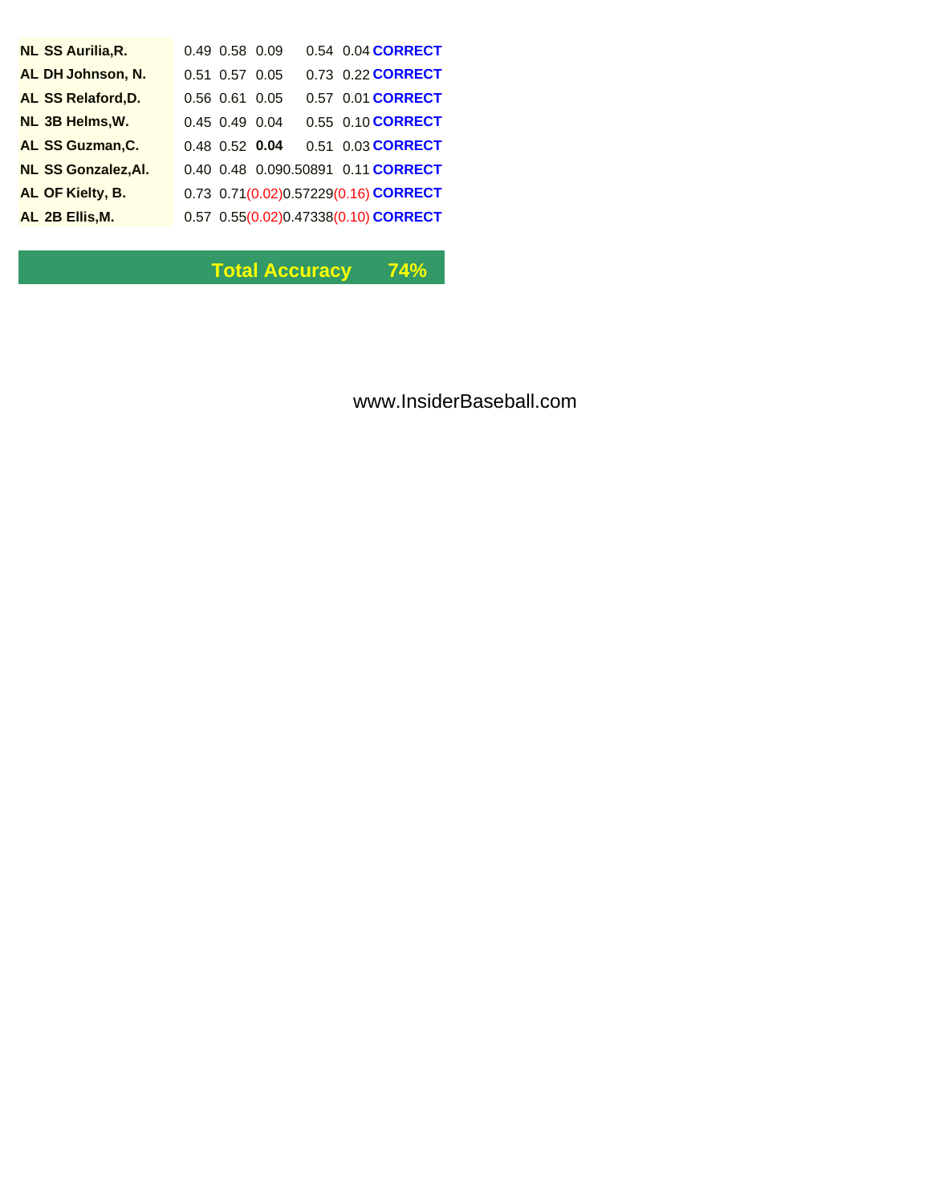| | | | | | | | | |
|---|---|---|---|---|---|---|---|---|
| NL | SS | Aurilia,R. | 0.49 | 0.58 | 0.09 | 0.54 | 0.04 | CORRECT |
| AL | DH | Johnson, N. | 0.51 | 0.57 | 0.05 | 0.73 | 0.22 | CORRECT |
| AL | SS | Relaford,D. | 0.56 | 0.61 | 0.05 | 0.57 | 0.01 | CORRECT |
| NL | 3B | Helms,W. | 0.45 | 0.49 | 0.04 | 0.55 | 0.10 | CORRECT |
| AL | SS | Guzman,C. | 0.48 | 0.52 | **0.04** | 0.51 | 0.03 | CORRECT |
| NL | SS | Gonzalez,Al. | 0.40 | 0.48 | 0.09 | 0.50891 | 0.11 | CORRECT |
| AL | OF | Kielty, B. | 0.73 | 0.71 | (0.02) | 0.57229 | (0.16) | CORRECT |
| AL | 2B | Ellis,M. | 0.57 | 0.55 | (0.02) | 0.47338 | (0.10) | CORRECT |

**Total Accuracy 74%**

www.InsiderBaseball.com